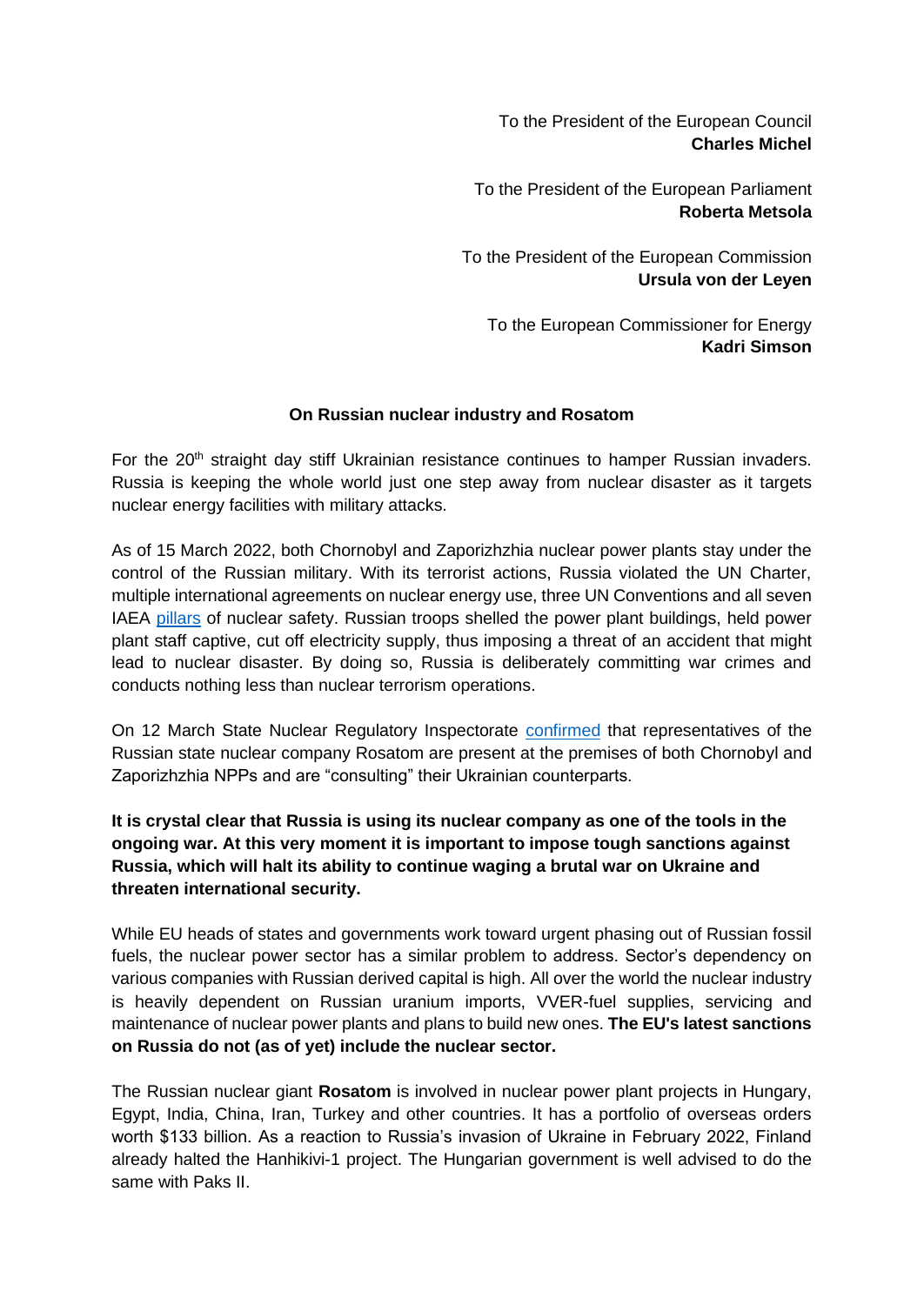To the President of the European Council
**Charles Michel**

To the President of the European Parliament
**Roberta Metsola**

To the President of the European Commission
**Ursula von der Leyen**

To the European Commissioner for Energy
**Kadri Simson**

**On Russian nuclear industry and Rosatom**

For the 20th straight day stiff Ukrainian resistance continues to hamper Russian invaders. Russia is keeping the whole world just one step away from nuclear disaster as it targets nuclear energy facilities with military attacks.

As of 15 March 2022, both Chornobyl and Zaporizhzhia nuclear power plants stay under the control of the Russian military. With its terrorist actions, Russia violated the UN Charter, multiple international agreements on nuclear energy use, three UN Conventions and all seven IAEA pillars of nuclear safety. Russian troops shelled the power plant buildings, held power plant staff captive, cut off electricity supply, thus imposing a threat of an accident that might lead to nuclear disaster. By doing so, Russia is deliberately committing war crimes and conducts nothing less than nuclear terrorism operations.

On 12 March State Nuclear Regulatory Inspectorate confirmed that representatives of the Russian state nuclear company Rosatom are present at the premises of both Chornobyl and Zaporizhzhia NPPs and are "consulting" their Ukrainian counterparts.

**It is crystal clear that Russia is using its nuclear company as one of the tools in the ongoing war. At this very moment it is important to impose tough sanctions against Russia, which will halt its ability to continue waging a brutal war on Ukraine and threaten international security.**

While EU heads of states and governments work toward urgent phasing out of Russian fossil fuels, the nuclear power sector has a similar problem to address. Sector's dependency on various companies with Russian derived capital is high. All over the world the nuclear industry is heavily dependent on Russian uranium imports, VVER-fuel supplies, servicing and maintenance of nuclear power plants and plans to build new ones. **The EU's latest sanctions on Russia do not (as of yet) include the nuclear sector.**

The Russian nuclear giant **Rosatom** is involved in nuclear power plant projects in Hungary, Egypt, India, China, Iran, Turkey and other countries. It has a portfolio of overseas orders worth $133 billion. As a reaction to Russia's invasion of Ukraine in February 2022, Finland already halted the Hanhikivi-1 project. The Hungarian government is well advised to do the same with Paks II.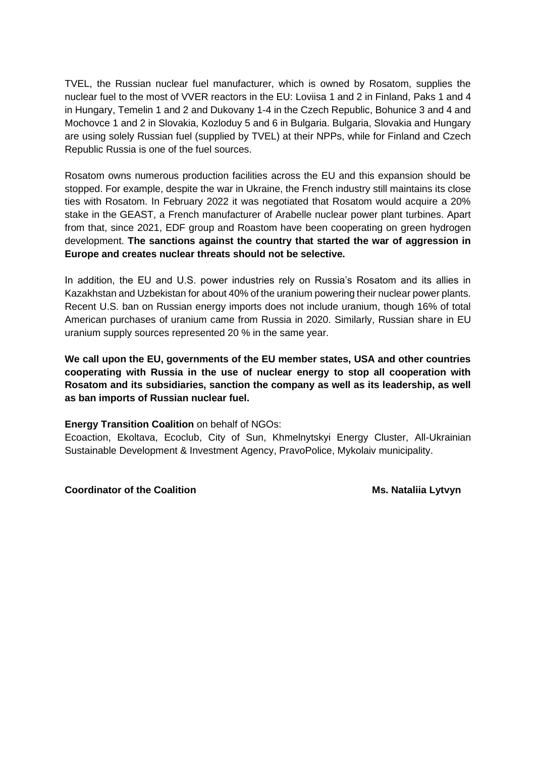TVEL, the Russian nuclear fuel manufacturer, which is owned by Rosatom, supplies the nuclear fuel to the most of VVER reactors in the EU: Loviisa 1 and 2 in Finland, Paks 1 and 4 in Hungary, Temelin 1 and 2 and Dukovany 1-4 in the Czech Republic, Bohunice 3 and 4 and Mochovce 1 and 2 in Slovakia, Kozloduy 5 and 6 in Bulgaria. Bulgaria, Slovakia and Hungary are using solely Russian fuel (supplied by TVEL) at their NPPs, while for Finland and Czech Republic Russia is one of the fuel sources.

Rosatom owns numerous production facilities across the EU and this expansion should be stopped. For example, despite the war in Ukraine, the French industry still maintains its close ties with Rosatom. In February 2022 it was negotiated that Rosatom would acquire a 20% stake in the GEAST, a French manufacturer of Arabelle nuclear power plant turbines. Apart from that, since 2021, EDF group and Roastom have been cooperating on green hydrogen development. **The sanctions against the country that started the war of aggression in Europe and creates nuclear threats should not be selective.**

In addition, the EU and U.S. power industries rely on Russia's Rosatom and its allies in Kazakhstan and Uzbekistan for about 40% of the uranium powering their nuclear power plants. Recent U.S. ban on Russian energy imports does not include uranium, though 16% of total American purchases of uranium came from Russia in 2020. Similarly, Russian share in EU uranium supply sources represented 20 % in the same year.

**We call upon the EU, governments of the EU member states, USA and other countries cooperating with Russia in the use of nuclear energy to stop all cooperation with Rosatom and its subsidiaries, sanction the company as well as its leadership, as well as ban imports of Russian nuclear fuel.**

**Energy Transition Coalition** on behalf of NGOs:
Ecoaction, Ekoltava, Ecoclub, City of Sun, Khmelnytskyi Energy Cluster, All-Ukrainian Sustainable Development & Investment Agency, PravoPolice, Mykolaiv municipality.

**Coordinator of the Coalition** **Ms. Nataliia Lytvyn**